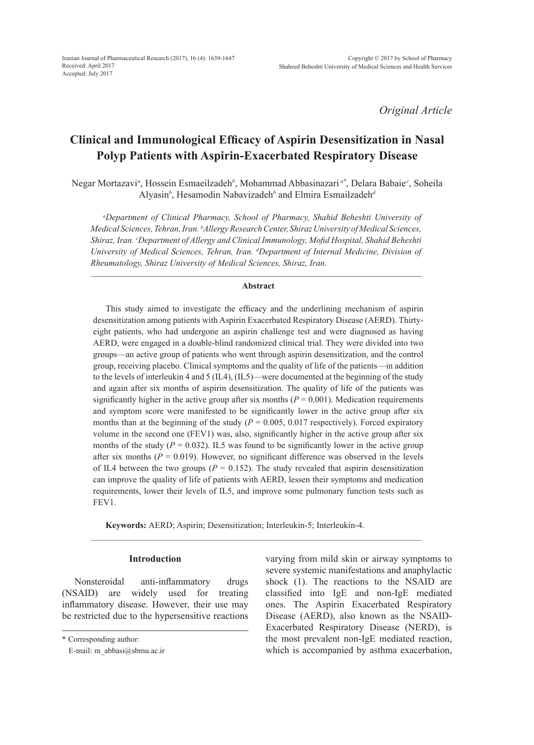Iranian Journal of Pharmaceutical Research (2017), 16 (4): 1639-1647
Received: April 2017
Accepted: July 2017

Copyright © 2017 by School of Pharmacy
Shaheed Beheshti University of Medical Sciences and Health Services

*Original Article*

# Clinical and Immunological Efficacy of Aspirin Desensitization in Nasal Polyp Patients with Aspirin-Exacerbated Respiratory Disease

Negar Mortazavi[a], Hossein Esmaeilzadeh[b], Mohammad Abbasinazari[a*], Delara Babaie[c], Soheila Alyasin[b], Hesamodin Nabavizadeh[b] and Elmira Esmailzadeh[d]

*[a]Department of Clinical Pharmacy, School of Pharmacy, Shahid Beheshti University of Medical Sciences, Tehran, Iran. [b]Allergy Research Center, Shiraz University of Medical Sciences, Shiraz, Iran. [c]Department of Allergy and Clinical Immunology, Mofid Hospital, Shahid Beheshti University of Medical Sciences, Tehran, Iran. [d]Department of Internal Medicine, Division of Rheumatology, Shiraz University of Medical Sciences, Shiraz, Iran.*

### Abstract

This study aimed to investigate the efficacy and the underlining mechanism of aspirin desensitization among patients with Aspirin Exacerbated Respiratory Disease (AERD). Thirty-eight patients, who had undergone an aspirin challenge test and were diagnosed as having AERD, were engaged in a double-blind randomized clinical trial. They were divided into two groups—an active group of patients who went through aspirin desensitization, and the control group, receiving placebo. Clinical symptoms and the quality of life of the patients—in addition to the levels of interleukin 4 and 5 (IL4), (IL5)—were documented at the beginning of the study and again after six months of aspirin desensitization. The quality of life of the patients was significantly higher in the active group after six months ($P = 0.001$). Medication requirements and symptom score were manifested to be significantly lower in the active group after six months than at the beginning of the study ($P = 0.005$, $0.017$ respectively). Forced expiratory volume in the second one (FEV1) was, also, significantly higher in the active group after six months of the study ($P = 0.032$). IL5 was found to be significantly lower in the active group after six months ($P = 0.019$). However, no significant difference was observed in the levels of IL4 between the two groups ($P = 0.152$). The study revealed that aspirin desensitization can improve the quality of life of patients with AERD, lessen their symptoms and medication requirements, lower their levels of IL5, and improve some pulmonary function tests such as FEV1.

**Keywords:** AERD; Aspirin; Desensitization; Interleukin-5; Interleukin-4.

## Introduction

Nonsteroidal anti-inflammatory drugs (NSAID) are widely used for treating inflammatory disease. However, their use may be restricted due to the hypersensitive reactions varying from mild skin or airway symptoms to severe systemic manifestations and anaphylactic shock (1). The reactions to the NSAID are classified into IgE and non-IgE mediated ones. The Aspirin Exacerbated Respiratory Disease (AERD), also known as the NSAID-Exacerbated Respiratory Disease (NERD), is the most prevalent non-IgE mediated reaction, which is accompanied by asthma exacerbation,

\* Corresponding author:
E-mail: m_abbasi@sbmu.ac.ir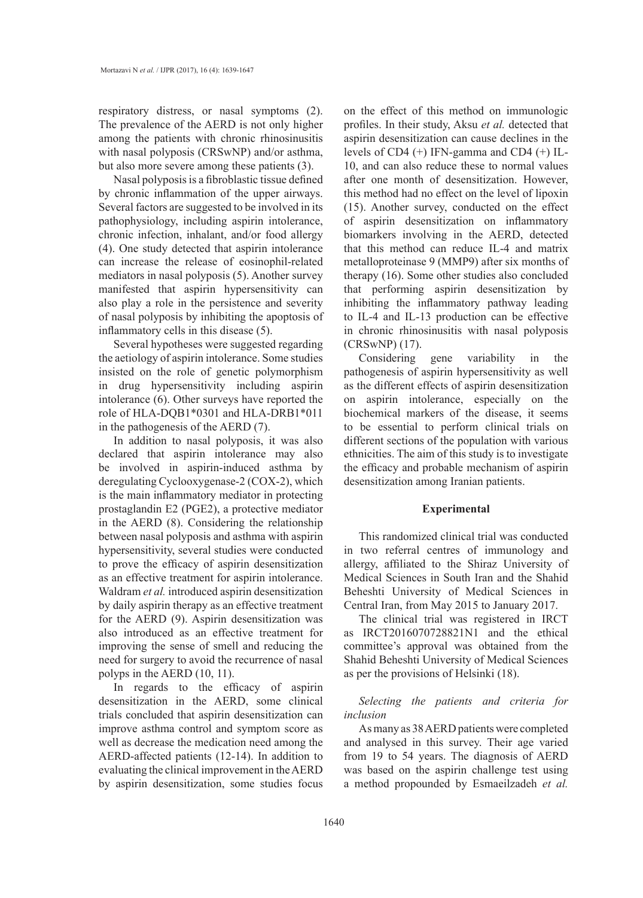respiratory distress, or nasal symptoms (2). The prevalence of the AERD is not only higher among the patients with chronic rhinosinusitis with nasal polyposis (CRSwNP) and/or asthma, but also more severe among these patients (3).

Nasal polyposis is a fibroblastic tissue defined by chronic inflammation of the upper airways. Several factors are suggested to be involved in its pathophysiology, including aspirin intolerance, chronic infection, inhalant, and/or food allergy (4). One study detected that aspirin intolerance can increase the release of eosinophil-related mediators in nasal polyposis (5). Another survey manifested that aspirin hypersensitivity can also play a role in the persistence and severity of nasal polyposis by inhibiting the apoptosis of inflammatory cells in this disease (5).

Several hypotheses were suggested regarding the aetiology of aspirin intolerance. Some studies insisted on the role of genetic polymorphism in drug hypersensitivity including aspirin intolerance (6). Other surveys have reported the role of HLA-DQB1*0301 and HLA-DRB1*011 in the pathogenesis of the AERD (7).

In addition to nasal polyposis, it was also declared that aspirin intolerance may also be involved in aspirin-induced asthma by deregulating Cyclooxygenase-2 (COX-2), which is the main inflammatory mediator in protecting prostaglandin E2 (PGE2), a protective mediator in the AERD (8). Considering the relationship between nasal polyposis and asthma with aspirin hypersensitivity, several studies were conducted to prove the efficacy of aspirin desensitization as an effective treatment for aspirin intolerance. Waldram *et al.* introduced aspirin desensitization by daily aspirin therapy as an effective treatment for the AERD (9). Aspirin desensitization was also introduced as an effective treatment for improving the sense of smell and reducing the need for surgery to avoid the recurrence of nasal polyps in the AERD (10, 11).

In regards to the efficacy of aspirin desensitization in the AERD, some clinical trials concluded that aspirin desensitization can improve asthma control and symptom score as well as decrease the medication need among the AERD-affected patients (12-14). In addition to evaluating the clinical improvement in the AERD by aspirin desensitization, some studies focus on the effect of this method on immunologic profiles. In their study, Aksu *et al.* detected that aspirin desensitization can cause declines in the levels of CD4 (+) IFN-gamma and CD4 (+) IL-10, and can also reduce these to normal values after one month of desensitization. However, this method had no effect on the level of lipoxin (15). Another survey, conducted on the effect of aspirin desensitization on inflammatory biomarkers involving in the AERD, detected that this method can reduce IL-4 and matrix metalloproteinase 9 (MMP9) after six months of therapy (16). Some other studies also concluded that performing aspirin desensitization by inhibiting the inflammatory pathway leading to IL-4 and IL-13 production can be effective in chronic rhinosinusitis with nasal polyposis (CRSwNP) (17).

Considering gene variability in the pathogenesis of aspirin hypersensitivity as well as the different effects of aspirin desensitization on aspirin intolerance, especially on the biochemical markers of the disease, it seems to be essential to perform clinical trials on different sections of the population with various ethnicities. The aim of this study is to investigate the efficacy and probable mechanism of aspirin desensitization among Iranian patients.

## Experimental

This randomized clinical trial was conducted in two referral centres of immunology and allergy, affiliated to the Shiraz University of Medical Sciences in South Iran and the Shahid Beheshti University of Medical Sciences in Central Iran, from May 2015 to January 2017.

The clinical trial was registered in IRCT as IRCT2016070728821N1 and the ethical committee's approval was obtained from the Shahid Beheshti University of Medical Sciences as per the provisions of Helsinki (18).

### *Selecting the patients and criteria for inclusion*

As many as 38 AERD patients were completed and analysed in this survey. Their age varied from 19 to 54 years. The diagnosis of AERD was based on the aspirin challenge test using a method propounded by Esmaeilzadeh *et al.*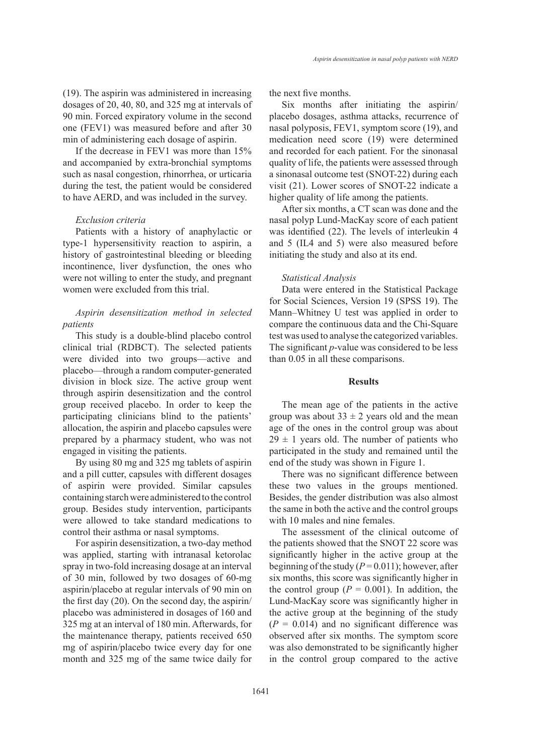(19). The aspirin was administered in increasing dosages of 20, 40, 80, and 325 mg at intervals of 90 min. Forced expiratory volume in the second one (FEV1) was measured before and after 30 min of administering each dosage of aspirin.

If the decrease in FEV1 was more than 15% and accompanied by extra-bronchial symptoms such as nasal congestion, rhinorrhea, or urticaria during the test, the patient would be considered to have AERD, and was included in the survey.

*Exclusion criteria*

Patients with a history of anaphylactic or type-1 hypersensitivity reaction to aspirin, a history of gastrointestinal bleeding or bleeding incontinence, liver dysfunction, the ones who were not willing to enter the study, and pregnant women were excluded from this trial.

*Aspirin desensitization method in selected patients*

This study is a double-blind placebo control clinical trial (RDBCT). The selected patients were divided into two groups—active and placebo—through a random computer-generated division in block size. The active group went through aspirin desensitization and the control group received placebo. In order to keep the participating clinicians blind to the patients' allocation, the aspirin and placebo capsules were prepared by a pharmacy student, who was not engaged in visiting the patients.

By using 80 mg and 325 mg tablets of aspirin and a pill cutter, capsules with different dosages of aspirin were provided. Similar capsules containing starch were administered to the control group. Besides study intervention, participants were allowed to take standard medications to control their asthma or nasal symptoms.

For aspirin desensitization, a two-day method was applied, starting with intranasal ketorolac spray in two-fold increasing dosage at an interval of 30 min, followed by two dosages of 60-mg aspirin/placebo at regular intervals of 90 min on the first day (20). On the second day, the aspirin/placebo was administered in dosages of 160 and 325 mg at an interval of 180 min. Afterwards, for the maintenance therapy, patients received 650 mg of aspirin/placebo twice every day for one month and 325 mg of the same twice daily for the next five months.

Six months after initiating the aspirin/placebo dosages, asthma attacks, recurrence of nasal polyposis, FEV1, symptom score (19), and medication need score (19) were determined and recorded for each patient. For the sinonasal quality of life, the patients were assessed through a sinonasal outcome test (SNOT-22) during each visit (21). Lower scores of SNOT-22 indicate a higher quality of life among the patients.

After six months, a CT scan was done and the nasal polyp Lund-MacKay score of each patient was identified (22). The levels of interleukin 4 and 5 (IL4 and 5) were also measured before initiating the study and also at its end.

*Statistical Analysis*

Data were entered in the Statistical Package for Social Sciences, Version 19 (SPSS 19). The Mann–Whitney U test was applied in order to compare the continuous data and the Chi-Square test was used to analyse the categorized variables. The significant *p*-value was considered to be less than 0.05 in all these comparisons.

## Results

The mean age of the patients in the active group was about $33 \pm 2$ years old and the mean age of the ones in the control group was about $29 \pm 1$ years old. The number of patients who participated in the study and remained until the end of the study was shown in Figure 1.

There was no significant difference between these two values in the groups mentioned. Besides, the gender distribution was also almost the same in both the active and the control groups with 10 males and nine females.

The assessment of the clinical outcome of the patients showed that the SNOT 22 score was significantly higher in the active group at the beginning of the study ($P = 0.011$); however, after six months, this score was significantly higher in the control group ($P = 0.001$). In addition, the Lund-MacKay score was significantly higher in the active group at the beginning of the study ($P = 0.014$) and no significant difference was observed after six months. The symptom score was also demonstrated to be significantly higher in the control group compared to the active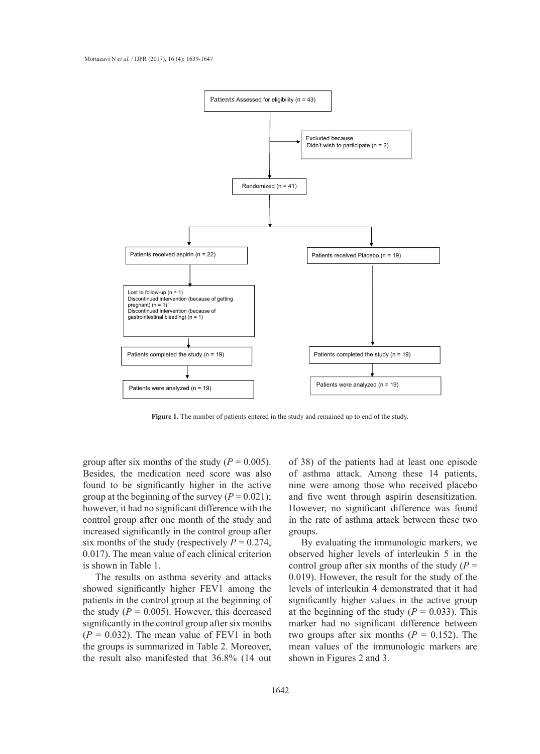Patients Assessed for eligibility (n = 43)

Excluded because
Didn't wish to participate (n = 2)

Randomized (n = 41)

Patients received aspirin (n = 22)

Patients received Placebo (n = 19)

Lost to follow-up (n = 1)
Discontinued intervention (because of getting pregnant) (n = 1)
Discontinued intervention (because of gastrointestinal bleeding) (n = 1)

Patients completed the study (n = 19)

Patients completed the study (n = 19)

Patients were analyzed (n = 19)

Patients were analyzed (n = 19)

**Figure 1.** The number of patients entered in the study and remained up to end of the study.

group after six months of the study ($P = 0.005$). Besides, the medication need score was also found to be significantly higher in the active group at the beginning of the survey ($P = 0.021$); however, it had no significant difference with the control group after one month of the study and increased significantly in the control group after six months of the study (respectively $P = 0.274$, 0.017). The mean value of each clinical criterion is shown in Table 1.

The results on asthma severity and attacks showed significantly higher FEV1 among the patients in the control group at the beginning of the study ($P = 0.005$). However, this decreased significantly in the control group after six months ($P = 0.032$). The mean value of FEV1 in both the groups is summarized in Table 2. Moreover, the result also manifested that 36.8% (14 out of 38) of the patients had at least one episode of asthma attack. Among these 14 patients, nine were among those who received placebo and five went through aspirin desensitization. However, no significant difference was found in the rate of asthma attack between these two groups.

By evaluating the immunologic markers, we observed higher levels of interleukin 5 in the control group after six months of the study ($P = 0.019$). However, the result for the study of the levels of interleukin 4 demonstrated that it had significantly higher values in the active group at the beginning of the study ($P = 0.033$). This marker had no significant difference between two groups after six months ($P = 0.152$). The mean values of the immunologic markers are shown in Figures 2 and 3.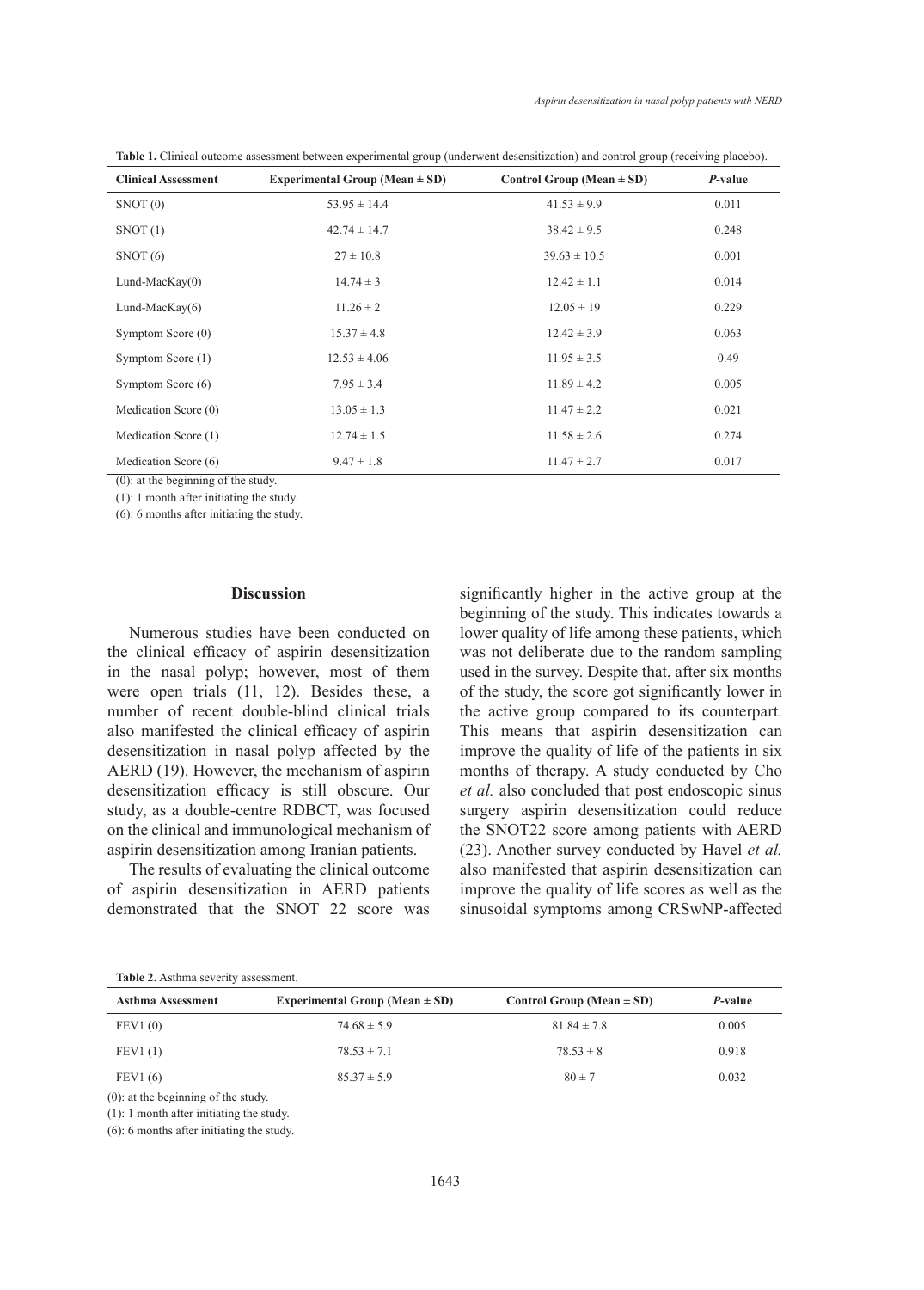**Table 1.** Clinical outcome assessment between experimental group (underwent desensitization) and control group (receiving placebo).

| Clinical Assessment | Experimental Group (Mean ± SD) | Control Group (Mean ± SD) | *P*-value |
|---|---|---|---|
| SNOT (0) | 53.95 ± 14.4 | 41.53 ± 9.9 | 0.011 |
| SNOT (1) | 42.74 ± 14.7 | 38.42 ± 9.5 | 0.248 |
| SNOT (6) | 27 ± 10.8 | 39.63 ± 10.5 | 0.001 |
| Lund-MacKay(0) | 14.74 ± 3 | 12.42 ± 1.1 | 0.014 |
| Lund-MacKay(6) | 11.26 ± 2 | 12.05 ± 19 | 0.229 |
| Symptom Score (0) | 15.37 ± 4.8 | 12.42 ± 3.9 | 0.063 |
| Symptom Score (1) | 12.53 ± 4.06 | 11.95 ± 3.5 | 0.49 |
| Symptom Score (6) | 7.95 ± 3.4 | 11.89 ± 4.2 | 0.005 |
| Medication Score (0) | 13.05 ± 1.3 | 11.47 ± 2.2 | 0.021 |
| Medication Score (1) | 12.74 ± 1.5 | 11.58 ± 2.6 | 0.274 |
| Medication Score (6) | 9.47 ± 1.8 | 11.47 ± 2.7 | 0.017 |

(0): at the beginning of the study.

(1): 1 month after initiating the study.

(6): 6 months after initiating the study.

## Discussion

Numerous studies have been conducted on the clinical efficacy of aspirin desensitization in the nasal polyp; however, most of them were open trials (11, 12). Besides these, a number of recent double-blind clinical trials also manifested the clinical efficacy of aspirin desensitization in nasal polyp affected by the AERD (19). However, the mechanism of aspirin desensitization efficacy is still obscure. Our study, as a double-centre RDBCT, was focused on the clinical and immunological mechanism of aspirin desensitization among Iranian patients.

The results of evaluating the clinical outcome of aspirin desensitization in AERD patients demonstrated that the SNOT 22 score was significantly higher in the active group at the beginning of the study. This indicates towards a lower quality of life among these patients, which was not deliberate due to the random sampling used in the survey. Despite that, after six months of the study, the score got significantly lower in the active group compared to its counterpart. This means that aspirin desensitization can improve the quality of life of the patients in six months of therapy. A study conducted by Cho *et al.* also concluded that post endoscopic sinus surgery aspirin desensitization could reduce the SNOT22 score among patients with AERD (23). Another survey conducted by Havel *et al.* also manifested that aspirin desensitization can improve the quality of life scores as well as the sinusoidal symptoms among CRSwNP-affected

**Table 2.** Asthma severity assessment.

| Asthma Assessment | Experimental Group (Mean ± SD) | Control Group (Mean ± SD) | *P*-value |
|---|---|---|---|
| FEV1 (0) | 74.68 ± 5.9 | 81.84 ± 7.8 | 0.005 |
| FEV1 (1) | 78.53 ± 7.1 | 78.53 ± 8 | 0.918 |
| FEV1 (6) | 85.37 ± 5.9 | 80 ± 7 | 0.032 |

(0): at the beginning of the study.

(1): 1 month after initiating the study.

(6): 6 months after initiating the study.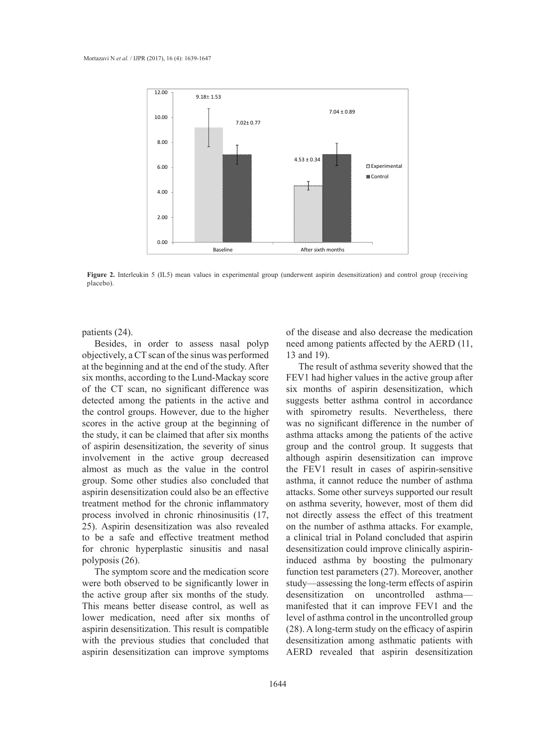**Figure 2.** Interleukin 5 (IL5) mean values in experimental group (underwent aspirin desensitization) and control group (receiving placebo).

patients (24).

Besides, in order to assess nasal polyp objectively, a CT scan of the sinus was performed at the beginning and at the end of the study. After six months, according to the Lund-Mackay score of the CT scan, no significant difference was detected among the patients in the active and the control groups. However, due to the higher scores in the active group at the beginning of the study, it can be claimed that after six months of aspirin desensitization, the severity of sinus involvement in the active group decreased almost as much as the value in the control group. Some other studies also concluded that aspirin desensitization could also be an effective treatment method for the chronic inflammatory process involved in chronic rhinosinusitis (17, 25). Aspirin desensitization was also revealed to be a safe and effective treatment method for chronic hyperplastic sinusitis and nasal polyposis (26).

The symptom score and the medication score were both observed to be significantly lower in the active group after six months of the study. This means better disease control, as well as lower medication, need after six months of aspirin desensitization. This result is compatible with the previous studies that concluded that aspirin desensitization can improve symptoms of the disease and also decrease the medication need among patients affected by the AERD (11, 13 and 19).

The result of asthma severity showed that the FEV1 had higher values in the active group after six months of aspirin desensitization, which suggests better asthma control in accordance with spirometry results. Nevertheless, there was no significant difference in the number of asthma attacks among the patients of the active group and the control group. It suggests that although aspirin desensitization can improve the FEV1 result in cases of aspirin-sensitive asthma, it cannot reduce the number of asthma attacks. Some other surveys supported our result on asthma severity, however, most of them did not directly assess the effect of this treatment on the number of asthma attacks. For example, a clinical trial in Poland concluded that aspirin desensitization could improve clinically aspirin-induced asthma by boosting the pulmonary function test parameters (27). Moreover, another study—assessing the long-term effects of aspirin desensitization on uncontrolled asthma—manifested that it can improve FEV1 and the level of asthma control in the uncontrolled group (28). A long-term study on the efficacy of aspirin desensitization among asthmatic patients with AERD revealed that aspirin desensitization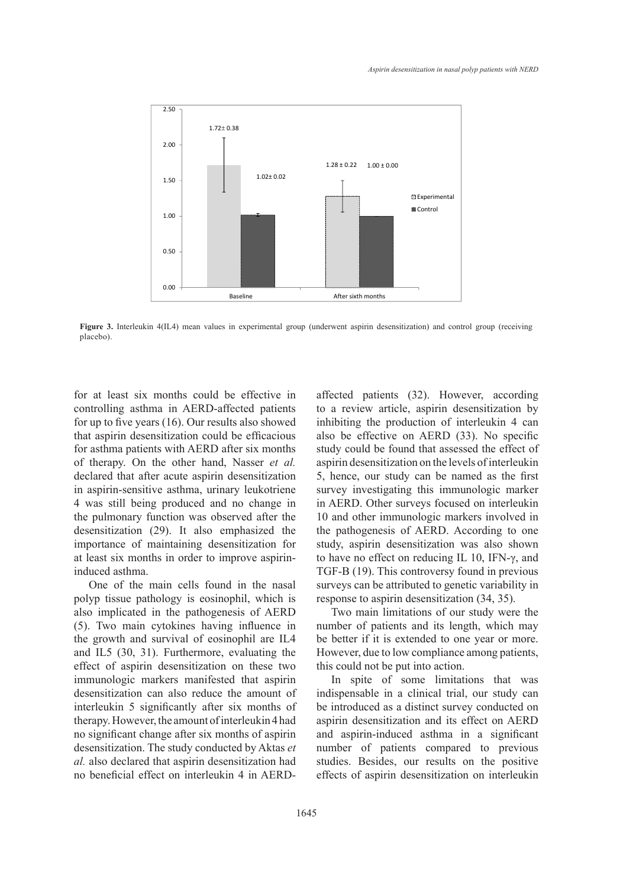Figure 3. Interleukin 4(IL4) mean values in experimental group (underwent aspirin desensitization) and control group (receiving placebo).

for at least six months could be effective in controlling asthma in AERD-affected patients for up to five years (16). Our results also showed that aspirin desensitization could be efficacious for asthma patients with AERD after six months of therapy. On the other hand, Nasser *et al.* declared that after acute aspirin desensitization in aspirin-sensitive asthma, urinary leukotriene 4 was still being produced and no change in the pulmonary function was observed after the desensitization (29). It also emphasized the importance of maintaining desensitization for at least six months in order to improve aspirin-induced asthma.

One of the main cells found in the nasal polyp tissue pathology is eosinophil, which is also implicated in the pathogenesis of AERD (5). Two main cytokines having influence in the growth and survival of eosinophil are IL4 and IL5 (30, 31). Furthermore, evaluating the effect of aspirin desensitization on these two immunologic markers manifested that aspirin desensitization can also reduce the amount of interleukin 5 significantly after six months of therapy. However, the amount of interleukin 4 had no significant change after six months of aspirin desensitization. The study conducted by Aktas *et al.* also declared that aspirin desensitization had no beneficial effect on interleukin 4 in AERD-affected patients (32). However, according to a review article, aspirin desensitization by inhibiting the production of interleukin 4 can also be effective on AERD (33). No specific study could be found that assessed the effect of aspirin desensitization on the levels of interleukin 5, hence, our study can be named as the first survey investigating this immunologic marker in AERD. Other surveys focused on interleukin 10 and other immunologic markers involved in the pathogenesis of AERD. According to one study, aspirin desensitization was also shown to have no effect on reducing IL 10, IFN-γ, and TGF-B (19). This controversy found in previous surveys can be attributed to genetic variability in response to aspirin desensitization (34, 35).

Two main limitations of our study were the number of patients and its length, which may be better if it is extended to one year or more. However, due to low compliance among patients, this could not be put into action.

In spite of some limitations that was indispensable in a clinical trial, our study can be introduced as a distinct survey conducted on aspirin desensitization and its effect on AERD and aspirin-induced asthma in a significant number of patients compared to previous studies. Besides, our results on the positive effects of aspirin desensitization on interleukin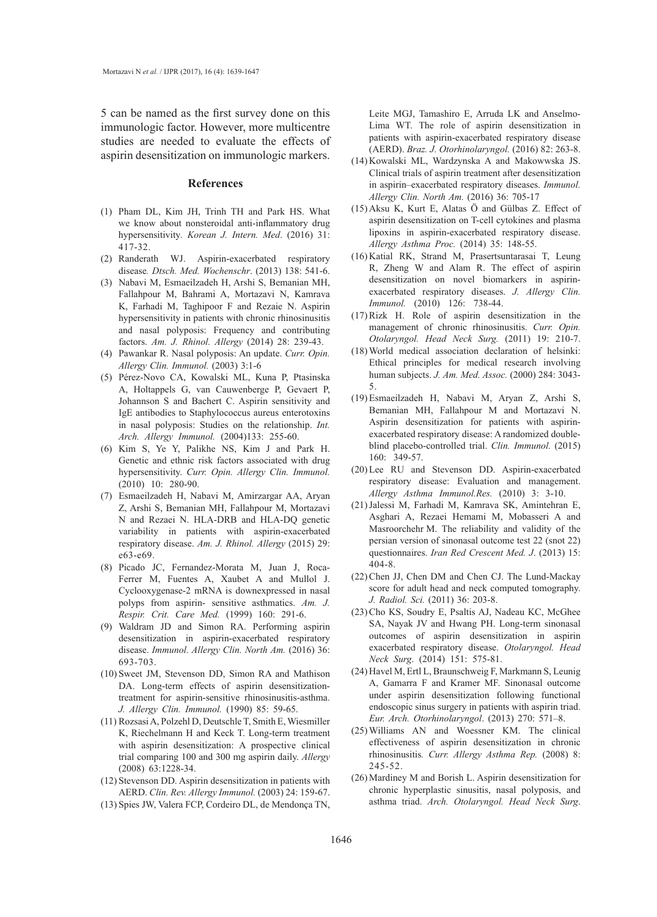5 can be named as the first survey done on this immunologic factor. However, more multicentre studies are needed to evaluate the effects of aspirin desensitization on immunologic markers.

## References

(1) Pham DL, Kim JH, Trinh TH and Park HS. What we know about nonsteroidal anti-inflammatory drug hypersensitivity. *Korean J. Intern. Med*. (2016) 31: 417-32.

(2) Randerath WJ. Aspirin-exacerbated respiratory disease. *Dtsch. Med. Wochenschr*. (2013) 138: 541-6.

(3) Nabavi M, Esmaeilzadeh H, Arshi S, Bemanian MH, Fallahpour M, Bahrami A, Mortazavi N, Kamrava K, Farhadi M, Taghipoor F and Rezaie N. Aspirin hypersensitivity in patients with chronic rhinosinusitis and nasal polyposis: Frequency and contributing factors. *Am. J. Rhinol. Allergy* (2014) 28: 239-43.

(4) Pawankar R. Nasal polyposis: An update. *Curr. Opin. Allergy Clin. Immunol.* (2003) 3:1-6

(5) Pérez-Novo CA, Kowalski ML, Kuna P, Ptasinska A, Holtappels G, van Cauwenberge P, Gevaert P, Johannson S and Bachert C. Aspirin sensitivity and IgE antibodies to Staphylococcus aureus enterotoxins in nasal polyposis: Studies on the relationship. *Int. Arch. Allergy Immunol.* (2004)133: 255-60.

(6) Kim S, Ye Y, Palikhe NS, Kim J and Park H. Genetic and ethnic risk factors associated with drug hypersensitivity. *Curr. Opin. Allergy Clin. Immunol.* (2010) 10: 280-90.

(7) Esmaeilzadeh H, Nabavi M, Amirzargar AA, Aryan Z, Arshi S, Bemanian MH, Fallahpour M, Mortazavi N and Rezaei N. HLA-DRB and HLA-DQ genetic variability in patients with aspirin-exacerbated respiratory disease. *Am. J. Rhinol. Allergy* (2015) 29: e63-e69.

(8) Picado JC, Fernandez-Morata M, Juan J, Roca-Ferrer M, Fuentes A, Xaubet A and Mullol J. Cyclooxygenase-2 mRNA is downexpressed in nasal polyps from aspirin- sensitive asthmatics. *Am. J. Respir. Crit. Care Med.* (1999) 160: 291-6.

(9) Waldram JD and Simon RA. Performing aspirin desensitization in aspirin-exacerbated respiratory disease. *Immunol. Allergy Clin. North Am.* (2016) 36: 693-703.

(10) Sweet JM, Stevenson DD, Simon RA and Mathison DA. Long-term effects of aspirin desensitization-treatment for aspirin-sensitive rhinosinusitis-asthma. *J. Allergy Clin. Immunol.* (1990) 85: 59-65.

(11) Rozsasi A, Polzehl D, Deutschle T, Smith E, Wiesmiller K, Riechelmann H and Keck T. Long-term treatment with aspirin desensitization: A prospective clinical trial comparing 100 and 300 mg aspirin daily. *Allergy* (2008) 63:1228-34.

(12) Stevenson DD. Aspirin desensitization in patients with AERD. *Clin. Rev. Allergy Immunol.* (2003) 24: 159-67.

(13) Spies JW, Valera FCP, Cordeiro DL, de Mendonça TN, Leite MGJ, Tamashiro E, Arruda LK and Anselmo-Lima WT. The role of aspirin desensitization in patients with aspirin-exacerbated respiratory disease (AERD). *Braz. J. Otorhinolaryngol.* (2016) 82: 263-8.

(14) Kowalski ML, Wardzynska A and Makowwska JS. Clinical trials of aspirin treatment after desensitization in aspirin–exacerbated respiratory diseases. *Immunol. Allergy Clin. North Am.* (2016) 36: 705-17

(15) Aksu K, Kurt E, Alatas Ö and Gülbas Z. Effect of aspirin desensitization on T-cell cytokines and plasma lipoxins in aspirin-exacerbated respiratory disease. *Allergy Asthma Proc.* (2014) 35: 148-55.

(16) Katial RK, Strand M, Prasertsuntarasai T, Leung R, Zheng W and Alam R. The effect of aspirin desensitization on novel biomarkers in aspirin-exacerbated respiratory diseases. *J. Allergy Clin. Immunol.* (2010) 126: 738-44.

(17) Rizk H. Role of aspirin desensitization in the management of chronic rhinosinusitis. *Curr. Opin. Otolaryngol. Head Neck Surg.* (2011) 19: 210-7.

(18) World medical association declaration of helsinki: Ethical principles for medical research involving human subjects. *J. Am. Med. Assoc.* (2000) 284: 3043-5.

(19) Esmaeilzadeh H, Nabavi M, Aryan Z, Arshi S, Bemanian MH, Fallahpour M and Mortazavi N. Aspirin desensitization for patients with aspirin-exacerbated respiratory disease: A randomized double-blind placebo-controlled trial. *Clin. Immunol.* (2015) 160: 349-57.

(20) Lee RU and Stevenson DD. Aspirin-exacerbated respiratory disease: Evaluation and management. *Allergy Asthma Immunol.Res.* (2010) 3: 3-10.

(21) Jalessi M, Farhadi M, Kamrava SK, Amintehran E, Asghari A, Rezaei Hemami M, Mobasseri A and Masroorchehr M. The reliability and validity of the persian version of sinonasal outcome test 22 (snot 22) questionnaires. *Iran Red Crescent Med. J*. (2013) 15: 404-8.

(22) Chen JJ, Chen DM and Chen CJ. The Lund-Mackay score for adult head and neck computed tomography. *J. Radiol. Sci.* (2011) 36: 203-8.

(23) Cho KS, Soudry E, Psaltis AJ, Nadeau KC, McGhee SA, Nayak JV and Hwang PH. Long-term sinonasal outcomes of aspirin desensitization in aspirin exacerbated respiratory disease. *Otolaryngol. Head Neck Surg*. (2014) 151: 575-81.

(24) Havel M, Ertl L, Braunschweig F, Markmann S, Leunig A, Gamarra F and Kramer MF. Sinonasal outcome under aspirin desensitization following functional endoscopic sinus surgery in patients with aspirin triad. *Eur. Arch. Otorhinolaryngol*. (2013) 270: 571–8.

(25) Williams AN and Woessner KM. The clinical effectiveness of aspirin desensitization in chronic rhinosinusitis. *Curr. Allergy Asthma Rep.* (2008) 8: 245-52.

(26) Mardiney M and Borish L. Aspirin desensitization for chronic hyperplastic sinusitis, nasal polyposis, and asthma triad. *Arch. Otolaryngol. Head Neck Surg*.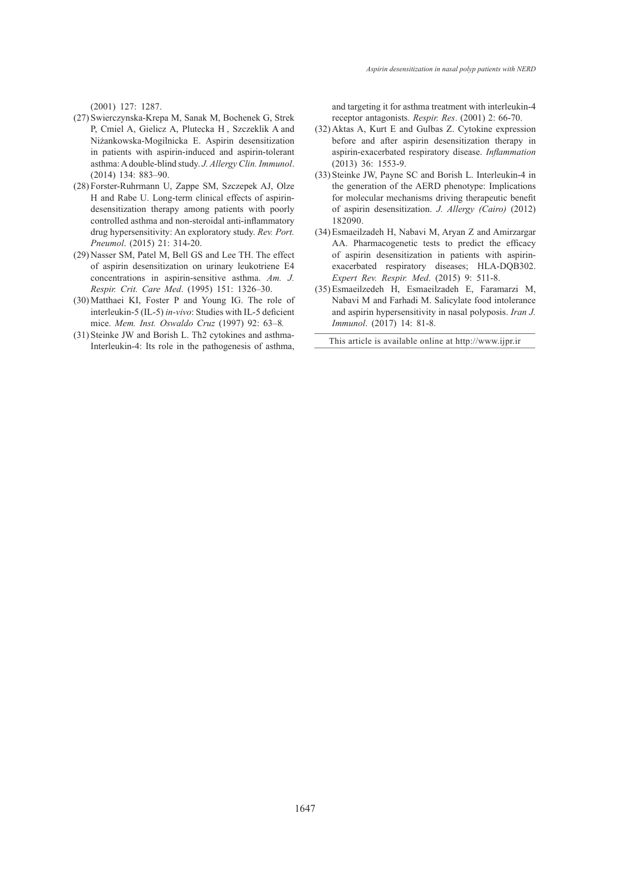(2001) 127: 1287.

(27) Swierczynska-Krepa M, Sanak M, Bochenek G, Strek P, Cmiel A, Gielicz A, Plutecka H , Szczeklik A and Niżankowska-Mogilnicka E. Aspirin desensitization in patients with aspirin-induced and aspirin-tolerant asthma: A double-blind study. *J. Allergy Clin. Immunol*. (2014) 134: 883–90.

(28) Forster-Ruhrmann U, Zappe SM, Szczepek AJ, Olze H and Rabe U. Long-term clinical effects of aspirin-desensitization therapy among patients with poorly controlled asthma and non-steroidal anti-inflammatory drug hypersensitivity: An exploratory study. *Rev. Port. Pneumol*. (2015) 21: 314-20.

(29) Nasser SM, Patel M, Bell GS and Lee TH. The effect of aspirin desensitization on urinary leukotriene E4 concentrations in aspirin-sensitive asthma. *Am. J. Respir. Crit. Care Med*. (1995) 151: 1326–30.

(30) Matthaei KI, Foster P and Young IG. The role of interleukin-5 (IL-5) *in-vivo*: Studies with IL-5 deficient mice. *Mem. Inst. Oswaldo Cruz* (1997) 92: 63–8.

(31) Steinke JW and Borish L. Th2 cytokines and asthma-Interleukin-4: Its role in the pathogenesis of asthma, and targeting it for asthma treatment with interleukin-4 receptor antagonists. *Respir. Res*. (2001) 2: 66-70.

(32) Aktas A, Kurt E and Gulbas Z. Cytokine expression before and after aspirin desensitization therapy in aspirin-exacerbated respiratory disease. *Inflammation* (2013) 36: 1553-9.

(33) Steinke JW, Payne SC and Borish L. Interleukin-4 in the generation of the AERD phenotype: Implications for molecular mechanisms driving therapeutic benefit of aspirin desensitization. *J. Allergy (Cairo)* (2012) 182090.

(34) Esmaeilzadeh H, Nabavi M, Aryan Z and Amirzargar AA. Pharmacogenetic tests to predict the efficacy of aspirin desensitization in patients with aspirin-exacerbated respiratory diseases; HLA-DQB302. *Expert Rev. Respir. Med*. (2015) 9: 511-8.

(35) Esmaeilzedeh H, Esmaeilzadeh E, Faramarzi M, Nabavi M and Farhadi M. Salicylate food intolerance and aspirin hypersensitivity in nasal polyposis. *Iran J. Immunol*. (2017) 14: 81-8.

This article is available online at http://www.ijpr.ir